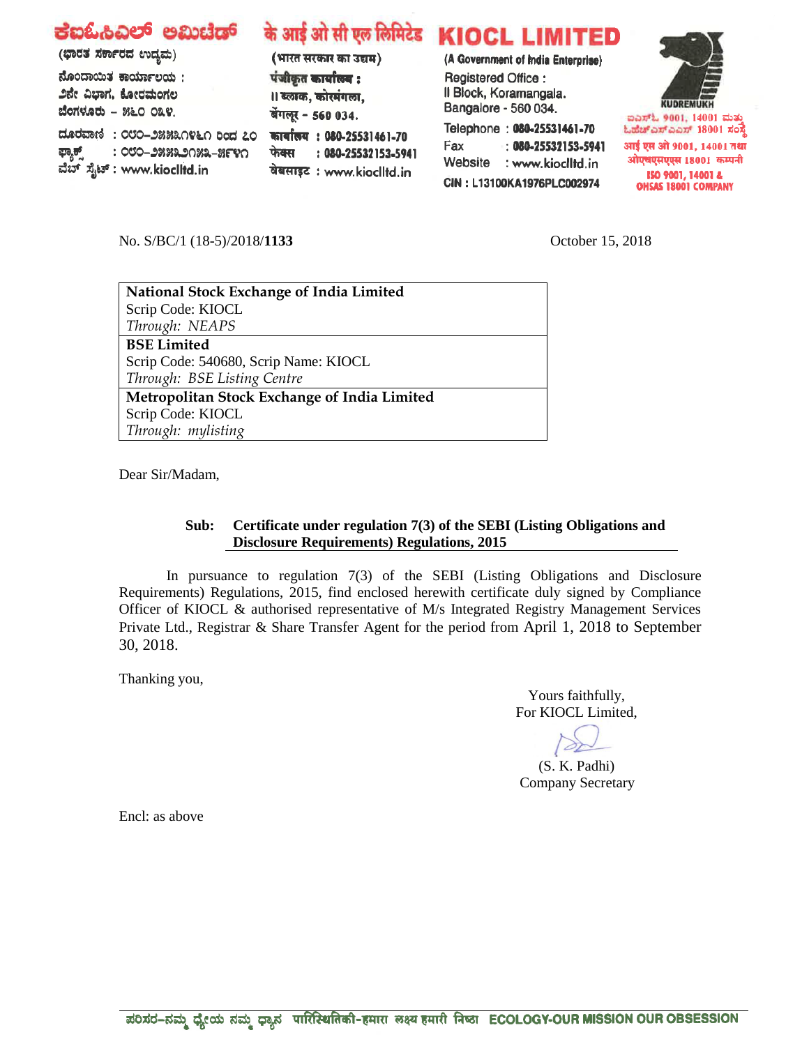ಕೆಐಓಸಿಎಲ್ ಲಿಮಿಟೆಡ್ | के आई ओ सी एल लिमिटेड | **KIOCL LIMITED**

(ಭಾರತ ಸರ್ಕಾರದ ಉದ್ಯಮ) | (भारत सरकार का उद्यम) | (A Government of India Enterprise)

Registered Office :
II Block, Koramangala,
Bangalore - 560 034.

Telephone : 080-25531461-70
Fax : 080-25532153-5941
Website : www.kioclltd.in
CIN : L13100KA1976PLC002974

KUDREMUKH
ISO 9001, 14001 & OHSAS 18001 COMPANY

No. S/BC/1 (18-5)/2018/**1133**

October 15, 2018

| **National Stock Exchange of India Limited** |
|---|
| Scrip Code: KIOCL |
| *Through: NEAPS* |
| **BSE Limited** |
| Scrip Code: 540680, Scrip Name: KIOCL |
| *Through: BSE Listing Centre* |
| **Metropolitan Stock Exchange of India Limited** |
| Scrip Code: KIOCL |
| *Through: mylisting* |

Dear Sir/Madam,

**Sub: Certificate under regulation 7(3) of the SEBI (Listing Obligations and Disclosure Requirements) Regulations, 2015**

In pursuance to regulation 7(3) of the SEBI (Listing Obligations and Disclosure Requirements) Regulations, 2015, find enclosed herewith certificate duly signed by Compliance Officer of KIOCL & authorised representative of M/s Integrated Registry Management Services Private Ltd., Registrar & Share Transfer Agent for the period from April 1, 2018 to September 30, 2018.

Thanking you,

Yours faithfully,
For KIOCL Limited,

(S. K. Padhi)
Company Secretary

Encl: as above

ಪರಿಸರ-ನಮ್ಮ ಧ್ಯೇಯ ನಮ್ಮ ಧ್ಯಾನ पारिस्थितिकी-हमारा लक्ष्य हमारी निष्ठा ECOLOGY-OUR MISSION OUR OBSESSION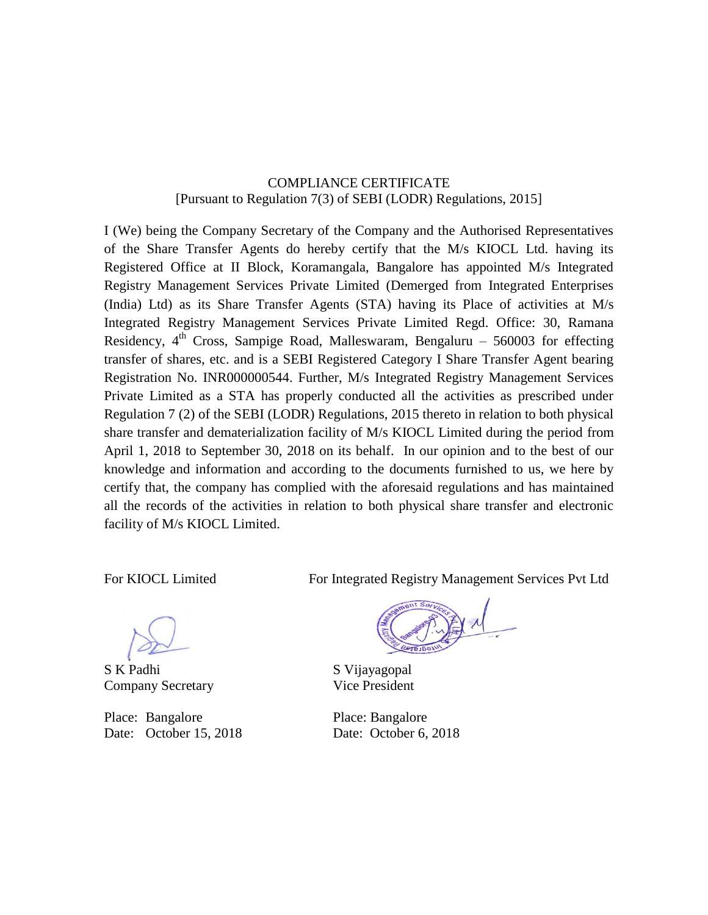COMPLIANCE CERTIFICATE

[Pursuant to Regulation 7(3) of SEBI (LODR) Regulations, 2015]

I (We) being the Company Secretary of the Company and the Authorised Representatives of the Share Transfer Agents do hereby certify that the M/s KIOCL Ltd. having its Registered Office at II Block, Koramangala, Bangalore has appointed M/s Integrated Registry Management Services Private Limited (Demerged from Integrated Enterprises (India) Ltd) as its Share Transfer Agents (STA) having its Place of activities at M/s Integrated Registry Management Services Private Limited Regd. Office: 30, Ramana Residency, 4th Cross, Sampige Road, Malleswaram, Bengaluru – 560003 for effecting transfer of shares, etc. and is a SEBI Registered Category I Share Transfer Agent bearing Registration No. INR000000544. Further, M/s Integrated Registry Management Services Private Limited as a STA has properly conducted all the activities as prescribed under Regulation 7 (2) of the SEBI (LODR) Regulations, 2015 thereto in relation to both physical share transfer and dematerialization facility of M/s KIOCL Limited during the period from April 1, 2018 to September 30, 2018 on its behalf. In our opinion and to the best of our knowledge and information and according to the documents furnished to us, we here by certify that, the company has complied with the aforesaid regulations and has maintained all the records of the activities in relation to both physical share transfer and electronic facility of M/s KIOCL Limited.

For KIOCL Limited

S K Padhi
Company Secretary

Place: Bangalore
Date: October 15, 2018

For Integrated Registry Management Services Pvt Ltd

S Vijayagopal
Vice President

Place: Bangalore
Date: October 6, 2018